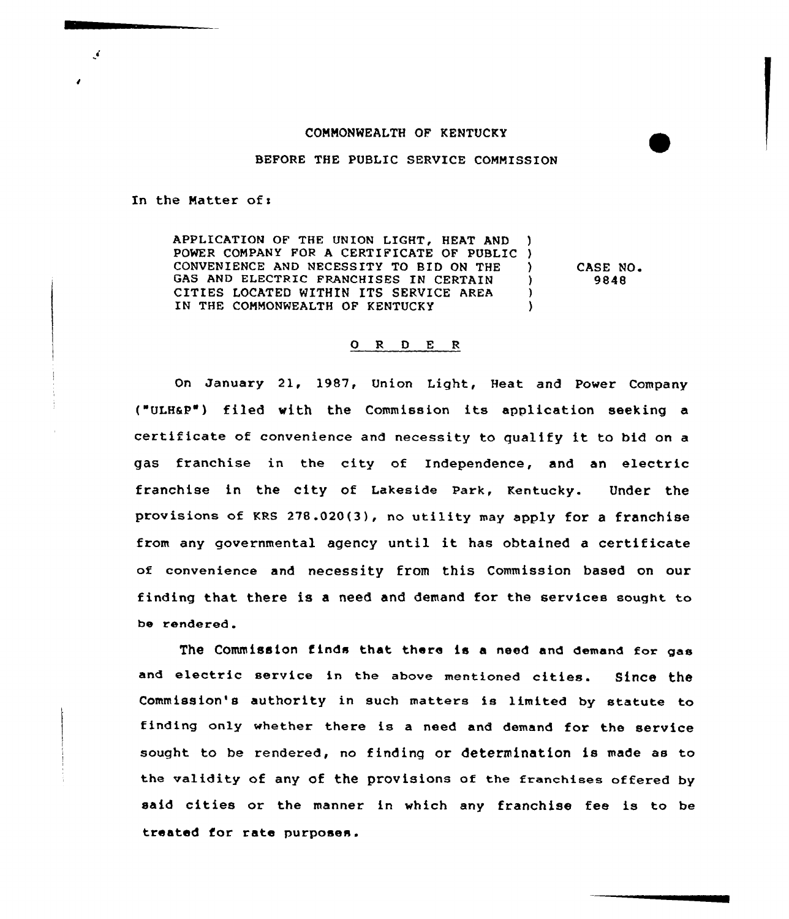COMMONWEALTH OF KENTUCKY

BEFORE THE PUBLIC SERVICE COMMISSION

In the Matter of:

| | | |
|---|---|---|
| APPLICATION OF THE UNION LIGHT, HEAT AND POWER COMPANY FOR A CERTIFICATE OF PUBLIC CONVENIENCE AND NECESSITY TO BID ON THE GAS AND ELECTRIC FRANCHISES IN CERTAIN CITIES LOCATED WITHIN ITS SERVICE AREA IN THE COMMONWEALTH OF KENTUCKY | ) | CASE NO. 9848 |

O R D E R

On January 21, 1987, Union Light, Heat and Power Company ("ULH&P") filed with the Commission its application seeking a certificate of convenience and necessity to qualify it to bid on a gas franchise in the city of Independence, and an electric franchise in the city of Lakeside Park, Kentucky. Under the provisions of KRS 278.020(3), no utility may apply for a franchise from any governmental agency until it has obtained a certificate of convenience and necessity from this Commission based on our finding that there is a need and demand for the services sought to be rendered.

The Commission finds that there is a need and demand for gas and electric service in the above mentioned cities. Since the Commission's authority in such matters is limited by statute to finding only whether there is a need and demand for the service sought to be rendered, no finding or determination is made as to the validity of any of the provisions of the franchises offered by said cities or the manner in which any franchise fee is to be treated for rate purposes.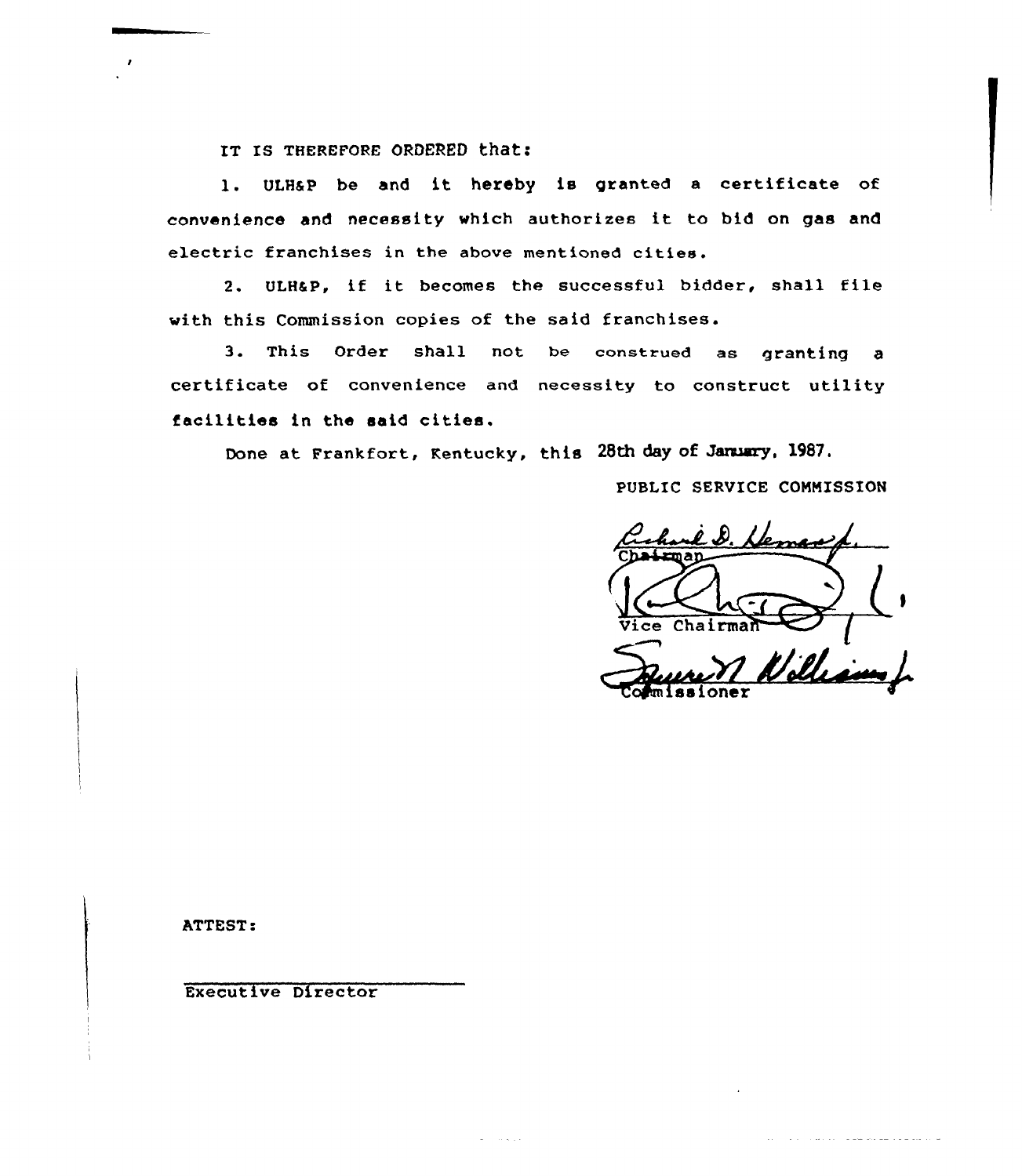IT IS THEREFORE ORDERED that:

1. ULH&P be and it hereby is granted a certificate of convenience and necessity which authorizes it to bid on gas and electric franchises in the above mentioned cities.

2. ULH&P, if it becomes the successful bidder, shall file with this Commission copies of the said franchises.

3. This Order shall not be construed as granting a certificate of convenience and necessity to construct utility facilities in the said cities.

Done at Frankfort, Kentucky, this 28th day of January, 1987.

PUBLIC SERVICE COMMISSION

Chairman

Vice Chairman

Commissioner

ATTEST:

Executive Director